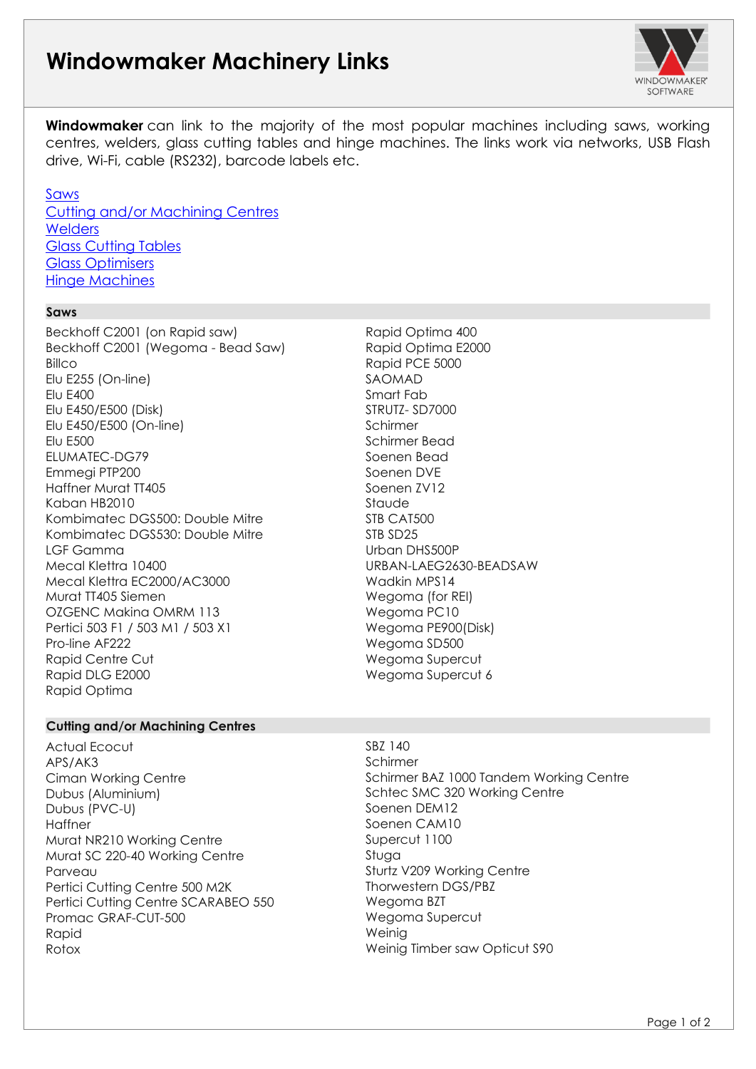# Windowmaker Machinery Links

**Windowmaker** can link to the majority of the most popular machines including saws, working centres, welders, glass cutting tables and hinge machines. The links work via networks, USB Flash drive, Wi-Fi, cable (RS232), barcode labels etc.

Saws
Cutting and/or Machining Centres
Welders
Glass Cutting Tables
Glass Optimisers
Hinge Machines

## Saws

Beckhoff C2001 (on Rapid saw)
Beckhoff C2001 (Wegoma - Bead Saw)
Billco
Elu E255 (On-line)
Elu E400
Elu E450/E500 (Disk)
Elu E450/E500 (On-line)
Elu E500
ELUMATEC-DG79
Emmegi PTP200
Haffner Murat TT405
Kaban HB2010
Kombimatec DGS500: Double Mitre
Kombimatec DGS530: Double Mitre
LGF Gamma
Mecal Klettra 10400
Mecal Klettra EC2000/AC3000
Murat TT405 Siemen
OZGENC Makina OMRM 113
Pertici 503 F1 / 503 M1 / 503 X1
Pro-line AF222
Rapid Centre Cut
Rapid DLG E2000
Rapid Optima
Rapid Optima 400
Rapid Optima E2000
Rapid PCE 5000
SAOMAD
Smart Fab
STRUTZ- SD7000
Schirmer
Schirmer Bead
Soenen Bead
Soenen DVE
Soenen ZV12
Staude
STB CAT500
STB SD25
Urban DHS500P
URBAN-LAEG2630-BEADSAW
Wadkin MPS14
Wegoma (for REI)
Wegoma PC10
Wegoma PE900(Disk)
Wegoma SD500
Wegoma Supercut
Wegoma Supercut 6

## Cutting and/or Machining Centres

Actual Ecocut
APS/AK3
Ciman Working Centre
Dubus (Aluminium)
Dubus (PVC-U)
Haffner
Murat NR210 Working Centre
Murat SC 220-40 Working Centre
Parveau
Pertici Cutting Centre 500 M2K
Pertici Cutting Centre SCARABEO 550
Promac GRAF-CUT-500
Rapid
Rotox
SBZ 140
Schirmer
Schirmer BAZ 1000 Tandem Working Centre
Schtec SMC 320 Working Centre
Soenen DEM12
Soenen CAM10
Supercut 1100
Stuga
Sturtz V209 Working Centre
Thorwestern DGS/PBZ
Wegoma BZT
Wegoma Supercut
Weinig
Weinig Timber saw Opticut S90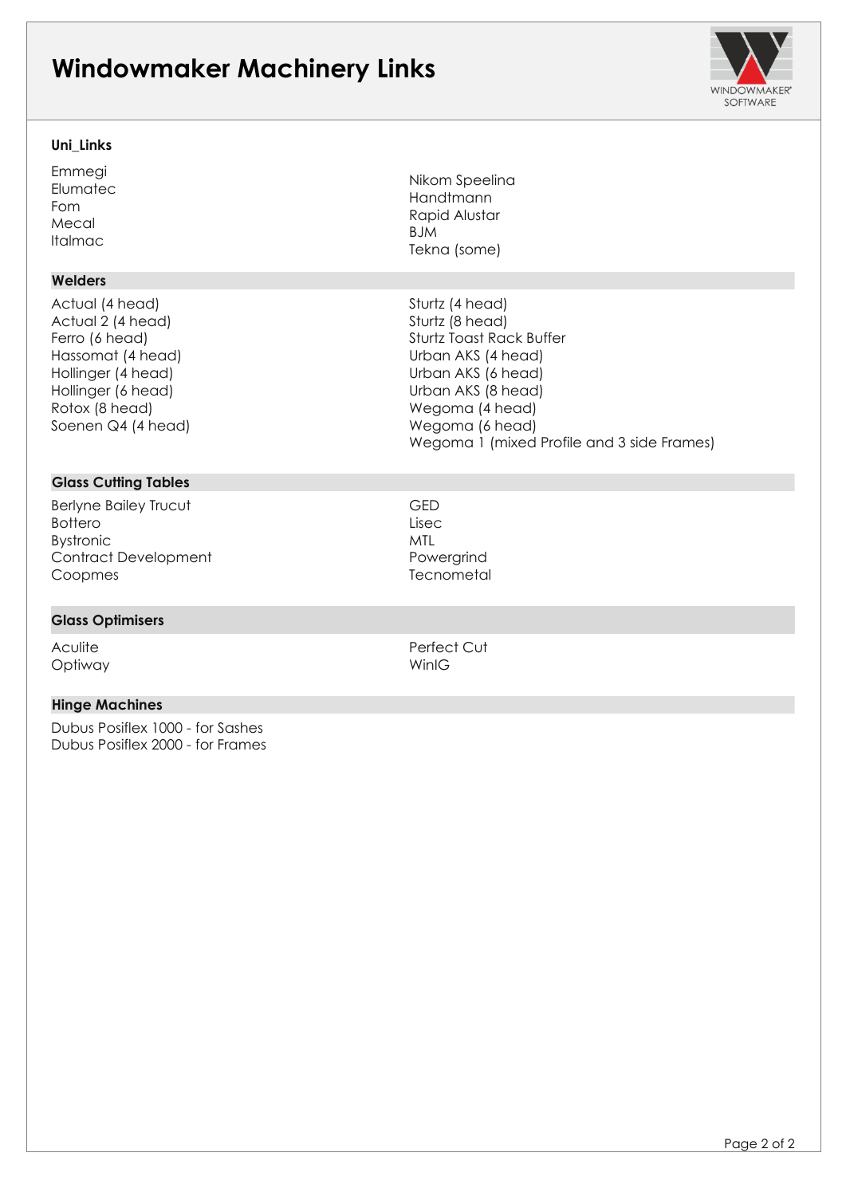# Windowmaker Machinery Links

### Uni_Links

Emmegi
Elumatec
Fom
Mecal
Italmac
Nikom Speelina
Handtmann
Rapid Alustar
BJM
Tekna (some)

### Welders

Actual (4 head)
Actual 2 (4 head)
Ferro (6 head)
Hassomat (4 head)
Hollinger (4 head)
Hollinger (6 head)
Rotox (8 head)
Soenen Q4 (4 head)
Sturtz (4 head)
Sturtz (8 head)
Sturtz Toast Rack Buffer
Urban AKS (4 head)
Urban AKS (6 head)
Urban AKS (8 head)
Wegoma (4 head)
Wegoma (6 head)
Wegoma 1 (mixed Profile and 3 side Frames)

### Glass Cutting Tables

Berlyne Bailey Trucut
Bottero
Bystronic
Contract Development
Coopmes
GED
Lisec
MTL
Powergrind
Tecnometal

### Glass Optimisers

Aculite
Optiway
Perfect Cut
WinIG

### Hinge Machines

Dubus Posiflex 1000 - for Sashes
Dubus Posiflex 2000 - for Frames